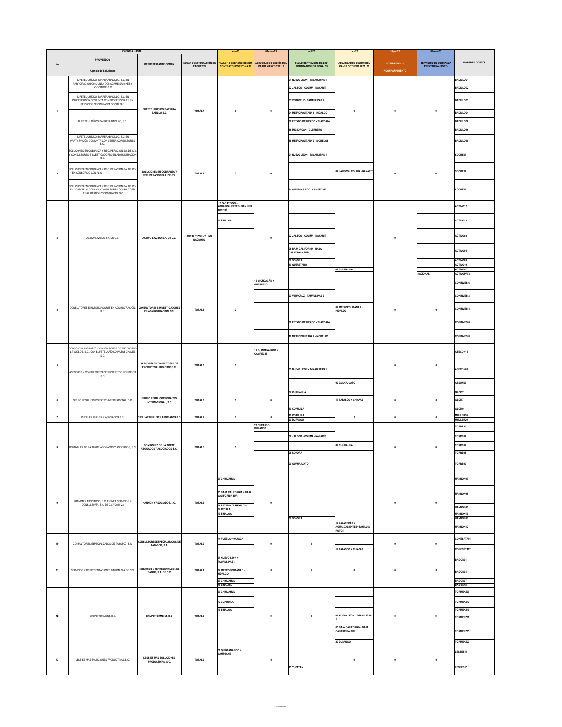| No | PROVEEDOR Agencia de Soluciones | REPRESENTANTE COMÚN | NUEVA CONFIGURACIÓN DE PAQUETES | FALLO 12 DE ENERO DE 2021 CONTRATOS POR ZONA:16 | ADJUDICADOS SESIÓN DEL CAABS MARZO 2021: 3 | FALLO SEPTIEMBRE DE 2021 CONTRATOS POR ZONA: 39 | ADJUDICADOS SESIÓN DEL CAABS OCTUBRE 2021: 20 | CONTRATOS:10 ACOMPAÑAMIENTO | SERVICIOS DE COBRANZA PREVENTIVA (SOFT) | NOMBRES CORTOS |
|---|---|---|---|---|---|---|---|---|---|---|
| VIGENCIA HASTA | | | | ene-23 | 01-mar-23 | oct-23 | oct-22 | 16-jul-22 | 09-sep-23 | |
| 1 | BUFETE JURÍDICO BARRERA BADILLO, S.C. EN PARTICIPACIÓN CONJUNTA CON ADAME SÁNCHEZ Y ASOCIADOS S.C | BUFETE JURIDICO BARRERA BADILLO S.C. | TOTAL 7 | 0 | 0 | 01 NUEVO LEON - TAMAULIPAS 1 | 0 | 0 | 0 | BADILLO01 |
| | | | | | | 02 JALISCO - COLIMA - NAYARIT | | | | BADILLO02 |
| | BUFETE JURÍDICO BARRERA BADILLO, S.C. EN PARTICIPACIÓN CONJUNTA CON PROFESIONALES EN SERVICIOS DE COBRANZA SOCIAL S.C. | | | | | 03 VERACRUZ - TAMAULIPAS 2 | | | | BADILLO03 |
| | BUFETE JURÍDICO BARRERA BADILLO, S.C. | | | | | 04 METROPOLITANA 1 - HIDALGO | | | | BADILLO04 |
| | | | | | | 06 ESTADO DE MEXICO - TLAXCALA | | | | BADILLO06 |
| | | | | | | 16 MICHOACAN - GUERRERO | | | | BADILLO16 |
| | BUFETE JURÍDICO BARRERA BADILLO, S.C. EN PARTICIPACIÓN CONJUNTA CON GEISER CONSULTORES S.C., | | | | | 18 METROPOLITANA 2 - MORELOS | | | | BADILLO18 |
| 2 | SOLUCIONES EN COBRANZA Y RECUPERACIÓN S.A. DE C.V. Y CONSULTORES E INVESTIGADORES EN ADMINISTRACIÓN S.C. | SOLUCIONES EN COBRANZA Y RECUPERACIÓN S.A. DE C.V. | TOTAL 3 | 0 | 0 | 01 NUEVO LEON - TAMAULIPAS 1 | | 0 | 0 | SCORE01 |
| | SOLUCIONES EN COBRANZA Y RECUPERACIÓN S.A. DE C.V. EN CONSORCIO CON ALIO | | | | | | 02 JALISCO - COLIMA - NAYARIT | | | SCORE02 |
| | SOLUCIONES EN COBRANZA Y RECUPERACIÓN S.A. DE C.V. EN CONSORCIO CON ILCA CONSULTORES CONSULTORÍA LEGAL GESTIÓN Y COBRANZAS, S.C. | | | | | 11 QUINTANA ROO - CAMPECHE | | | | SCORE11 |
| 3 | ACTIVO LIQUIDO S.A. DE C.V. | ACTIVO LIQUIDO S.A. DE C.V. | TOTAL 7 ZONA Y UNO NACIONAL | 12 ZACATECAS + AGUASCALIENTES+ SAN LUIS POTOSÍ | 0 | | | 0 | | ACTIVO12 |
| | | | | 13 SINALOA | | | | | | ACTIVO13 |
| | | | | | | 02 JALISCO - COLIMA - NAYARIT | | | | ACTIVO02 |
| | | | | | | 05 BAJA CALIFORNIA - BAJA CALIFORNIA SUR | | | | ACTIVO05 |
| | | | | | | 08 SONORA | | | | ACTIVO08 |
| | | | | | | 19 QUERETARO | | | | ACTIVO19 |
| | | | | | | | 07 CHIHUAHUA | | | ACTIVO07 |
| | | | | | | | | | NACIONAL | ACTIVOPREV |
| 4 | CONSULTORES E INVESTIGADORES EN ADMINISTRACIÓN, S.C. | CONSULTORES E INVESTIGADORES EN ADMINISTRACIÓN, S.C. | TOTAL 5 | 0 | 16 MICHOACÁN + GUERRERO | | | 0 | 0 | CONINVES16 |
| | | | | | | 03 VERACRUZ - TAMAULIPAS 2 | | | | CONINVES03 |
| | | | | | | | 04 METROPOLITANA 1 - HIDALGO | | | CONINVES04 |
| | | | | | | 06 ESTADO DE MEXICO - TLAXCALA | | | | CONINVES06 |
| | | | | | | 18 METROPOLITANA 2 - MORELOS | | | | CONINVES18 |
| 5 | CONSORCIO ASESORES Y CONSULTORES DE PRODUCTOS LITIGIOSOS, S.C., CON BUFETE JURÍDICO PAZOS CHÁVEZ S.C. | ASESORES Y CONSULTORES DE PRODUCTOS LITIGIOSOS S.C. | TOTAL 3 | 0 | 11 QUINTANA ROO + CAMPECHE | | | 0 | 0 | ASECON11 |
| | ASESORES Y CONSULTORES DE PRODUCTOS LITIGIOSOS S.C. | | | | | 01 NUEVO LEON - TAMAULIPAS 1 | | | | ASECON01 |
| | | | | | | | 09 GUANAJUATO | | | AESON09 |
| 6 | GRUPO LEGAL CORPORATIVO INTERNACIONAL, S.C. | GRUPO LEGAL CORPORATIVO INTERNACIONAL, S.C. | TOTAL 3 | 0 | 0 | 07 CHIHUAHUA | | 0 | 0 | GLCI07 |
| | | | | | | | 17 TABASCO + CHIAPAS | | | GLCI17 |
| | | | | | | 10 COAHUILA | | | | GLCI10 |
| 7 | CUELLAR MULLER Y ASOCIADOS S.C. | CUELLAR MULLER Y ASOCIADOS S.C. | TOTAL 2 | 0 | 0 | 10 COAHUILA | 0 | 0 | 0 | MULLER10 |
| | | | | | | 20 DURANGO | | | | MULLER20 |
| 8 | DOMINGUEZ DE LA TORRE ABOGADOS Y ASOCIADOS, S.C. | DOMINGUEZ DE LA TORRE ABOGADOS Y ASOCIADOS, S.C. | TOTAL 5 | 0 | 20 DURANGO DURANGO | | | 0 | 0 | TORRE20 |
| | | | | | | 02 JALISCO - COLIMA - NAYARIT | | | | TORRE02 |
| | | | | | | | 07 CHIHUAHUA | | | TORRE07 |
| | | | | | | 08 SONORA | | | | TORRE08 |
| | | | | | | 09 GUANAJUATO | | | | TORRE09 |
| 9 | HANNON Y ASOCIADOS, S.C. E IGNEA SERVICIOS Y CONSULTORÍA, S.A. DE C.V.*2021-23 | HANNON Y ASOCIADOS, S.C. | TOTAL 6 | 07 CHIHUAHUA | 0 | | | 0 | 0 | HANNON07 |
| | | | | 05 BAJA CALIFORNIA + BAJA CALIFORNIA SUR | | | | | | HANNON05 |
| | | | | 06 ESTADO DE MÉXICO + TLAXCALA | | | | | | HANNON06 |
| | | | | 13 SINALOA | | | | | | HANNON13 |
| | | | | | | 08 SONORA | | | | HANNON08 |
| | | | | | | | 12 ZACATECAS + AGUASCALIENTES+ SAN LUIS POTOSÍ | | | HANNON12 |
| 10 | CONSULTORES ESPECIALIZADOS DE TABASCO, S.A. | CONSULTORES ESPECIALIZADOS DE TABASCO, S.A. | TOTAL 2 | 14 PUEBLA + OAXACA | 0 | 0 | | 0 | 0 | CONESPTA14 |
| | | | | | | | 17 TABASCO + CHIAPAS | | | CONESPTA17 |
| 11 | SERVICIOS Y REPRESENTACIONES BAGON, S.A. DE C.V. | SERVICIOS Y REPRESENTACIONES BAGON, S.A. DE C.V. | TOTAL 4 | 01 NUEVO LEÓN + TAMAULIPAS 1 | 0 | 0 | 0 | 0 | 0 | BAGON01 |
| | | | | 04 METROPOLITANA 1 + HIDALGO | | | | | | BAGON04 |
| | | | | 07 CHIHUAHUA | | | | | | BAGON07 |
| | | | | 13 SINALOA | | | | | | BAGON13 |
| 12 | GRUPO TORMENZ, S.C. | GRUPO TORMENZ, S.C. | TOTAL 6 | 07 CHIHUAHUA | 0 | 0 | | 0 | 0 | TORMENZ07 |
| | | | | 10 COAHUILA | | | | | | TORMENZ10 |
| | | | | 13 SINALOA | | | | | | TORMENZ13 |
| | | | | | | | 01 NUEVO LEON - TAMAULIPAS 1 | | | TORMENZ01 |
| | | | | | | | 05 BAJA CALIFORNIA - BAJA CALIFORNIA SUR | | | TORMENZ05 |
| | | | | | | | 20 DURANGO | | | TORMENZ20 |
| 13 | LESS ES MAS SOLUCIONES PRODUCTIVAS, S.C. | LESS ES MAS SOLUCIONES PRODUCTIVAS, S.C. | TOTAL 2 | 11 QUINTANA ROO + CAMPECHE | 0 | | 0 | 0 | 0 | LESSES11 |
| | | | | | | 15 YUCATAN | | | | LESSES15 |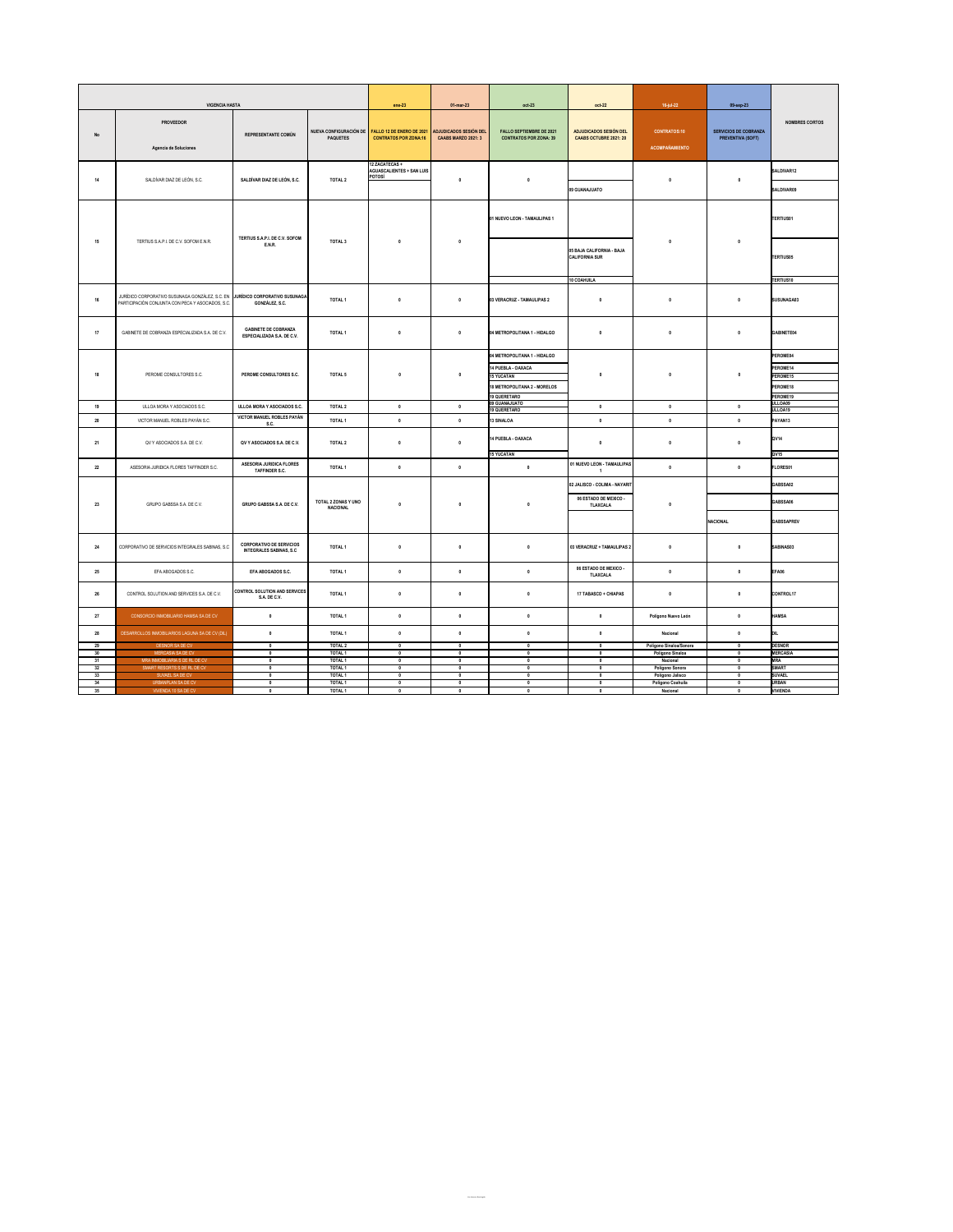| VIGENCIA HASTA | | | | ene-23 | 01-mar-23 | oct-23 | oct-22 | 16-jul-22 | 09-sep-23 | |
|---|---|---|---|---|---|---|---|---|---|---|
| No | PROVEEDOR<br>Agencia de Soluciones | REPRESENTANTE COMÚN | NUEVA CONFIGURACIÓN DE PAQUETES | FALLO 12 DE ENERO DE 2021 CONTRATOS POR ZONA:16 | ADJUDICADOS SESIÓN DEL CAABS MARZO 2021: 3 | FALLO SEPTIEMBRE DE 2021 CONTRATOS POR ZONA: 39 | ADJUDICADOS SESIÓN DEL CAABS OCTUBRE 2021: 20 | CONTRATOS:10<br>ACOMPAÑAMIENTO | SERVICIOS DE COBRANZA PREVENTIVA (SOFT) | NOMBRES CORTOS |
| 14 | SALDÍVAR DIAZ DE LEÓN, S.C. | SALDÍVAR DIAZ DE LEÓN, S.C. | TOTAL 2 | 12 ZACATECAS + AGUASCALIENTES + SAN LUIS POTOSÍ | 0 | 0 | | 0 | 0 | SALDIVAR12 |
| | | | | | | | 09 GUANAJUATO | | | SALDIVAR09 |
| 15 | TERTIUS S.A.P.I. DE C.V. SOFOM E.N.R. | TERTIUS S.A.P.I. DE C.V. SOFOM E.N.R. | TOTAL 3 | 0 | 0 | 01 NUEVO LEON - TAMAULIPAS 1 | | 0 | 0 | TERTIUS01 |
| | | | | | | | 05 BAJA CALIFORNIA - BAJA CALIFORNIA SUR | | | TERTIUS05 |
| | | | | | | | 10 COAHUILA | | | TERTIUS10 |
| 16 | JURÍDICO CORPORATIVO SUSUNAGA GONZÁLEZ, S.C. EN PARTICIPACIÓN CONJUNTA CON PECA Y ASOCIADOS, S.C. | JURÍDICO CORPORATIVO SUSUNAGA GONZÁLEZ, S.C. | TOTAL 1 | 0 | 0 | 03 VERACRUZ - TAMAULIPAS 2 | 0 | 0 | 0 | SUSUNAGA03 |
| 17 | GABINETE DE COBRANZA ESPECIALIZADA S.A. DE C.V. | GABINETE DE COBRANZA ESPECIALIZADA S.A. DE C.V. | TOTAL 1 | 0 | 0 | 04 METROPOLITANA 1 - HIDALGO | 0 | 0 | 0 | GABINETE04 |
| 18 | PEROME CONSULTORES S.C. | PEROME CONSULTORES S.C. | TOTAL 5 | 0 | 0 | 04 METROPOLITANA 1 - HIDALGO | 0 | 0 | 0 | PEROME04 |
| | | | | | | 14 PUEBLA - OAXACA | | | | PEROME14 |
| | | | | | | 15 YUCATAN | | | | PEROME15 |
| | | | | | | 18 METROPOLITANA 2 - MORELOS | | | | PEROME18 |
| | | | | | | 19 QUERETARO | | | | PEROME19 |
| 19 | ULLOA MORA Y ASOCIADOS S.C. | ULLOA MORA Y ASOCIADOS S.C. | TOTAL 2 | 0 | 0 | 09 GUANAJUATO | 0 | 0 | 0 | ULLOA09 |
| | | | | | | 19 QUERETARO | | | | ULLOA19 |
| 20 | VICTOR MANUEL ROBLES PAYÁN S.C. | VICTOR MANUEL ROBLES PAYÁN S.C. | TOTAL 1 | 0 | 0 | 13 SINALOA | 0 | 0 | 0 | PAYAN13 |
| 21 | QV Y ASOCIADOS S.A. DE C.V. | QV Y ASOCIADOS S.A. DE C.V. | TOTAL 2 | 0 | 0 | 14 PUEBLA - OAXACA | 0 | 0 | 0 | QV14 |
| | | | | | | 15 YUCATAN | | | | QV15 |
| 22 | ASESORIA JURIDICA FLORES TAFFINDER S.C. | ASESORIA JURIDICA FLORES TAFFINDER S.C. | TOTAL 1 | 0 | 0 | 0 | 01 NUEVO LEON - TAMAULIPAS 1 | 0 | 0 | FLORES01 |
| 23 | GRUPO GABSSA S.A. DE C.V. | GRUPO GABSSA S.A. DE C.V. | TOTAL 2 ZONAS Y UNO NACIONAL | 0 | 0 | 0 | 02 JALISCO - COLIMA - NAYARIT | 0 | | GABSSA02 |
| | | | | | | | 06 ESTADO DE MEXICO - TLAXCALA | | | GABSSA06 |
| | | | | | | | | | NACIONAL | GABSSAPREV |
| 24 | CORPORATIVO DE SERVICIOS INTEGRALES SABINAS, S.C | CORPORATIVO DE SERVICIOS INTEGRALES SABINAS, S.C | TOTAL 1 | 0 | 0 | 0 | 03 VERACRUZ + TAMAULIPAS 2 | 0 | 0 | SABINAS03 |
| 25 | EFA ABOGADOS S.C. | EFA ABOGADOS S.C. | TOTAL 1 | 0 | 0 | 0 | 06 ESTADO DE MEXICO - TLAXCALA | 0 | 0 | EFA06 |
| 26 | CONTROL SOLUTION AND SERVICES S.A. DE C.V. | CONTROL SOLUTION AND SERVICES S.A. DE C.V. | TOTAL 1 | 0 | 0 | 0 | 17 TABASCO + CHIAPAS | 0 | 0 | CONTROL17 |
| 27 | CONSORCIO INMOBILIARIO HAMSA SA DE CV | 0 | TOTAL 1 | 0 | 0 | 0 | 0 | Polígono Nuevo León | 0 | HAMSA |
| 28 | DESARROLLOS INMOBILIARIOS LAGUNA SA DE CV (DIL) | 0 | TOTAL 1 | 0 | 0 | 0 | 0 | Nacional | 0 | DIL |
| 29 | DESNOR SA DE CV | 0 | TOTAL 2 | 0 | 0 | 0 | 0 | Polígono Sinaloa/Sonora | 0 | DESNOR |
| 30 | MERCASIA SA DE CV | 0 | TOTAL 1 | 0 | 0 | 0 | 0 | Polígono Sinaloa | 0 | MERCASIA |
| 31 | MRA INMOBILIARIA S DE RL DE CV | 0 | TOTAL 1 | 0 | 0 | 0 | 0 | Nacional | 0 | MRA |
| 32 | SMART RESORTS S DE RL DE CV | 0 | TOTAL 1 | 0 | 0 | 0 | 0 | Polígono Sonora | 0 | SMART |
| 33 | SUVAEL SA DE CV | 0 | TOTAL 1 | 0 | 0 | 0 | 0 | Polígono Jalisco | 0 | SUVAEL |
| 34 | URBANPLAN SA DE CV | 0 | TOTAL 1 | 0 | 0 | 0 | 0 | Polígono Coahuila | 0 | URBAN |
| 35 | VIVIENDA 10 SA DE CV | 0 | TOTAL 1 | 0 | 0 | 0 | 0 | Nacional | 0 | VIVIENDA |